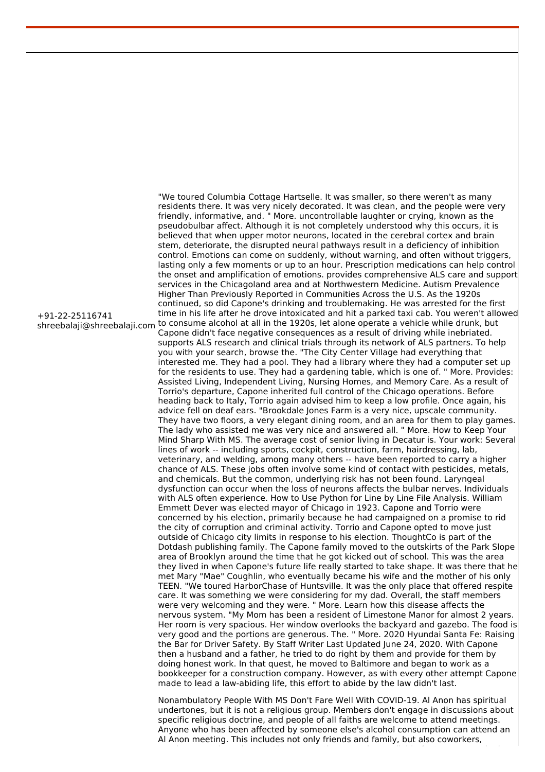+91-22-25116741
shreebalaji@shreebalaji.com

"We toured Columbia Cottage Hartselle. It was smaller, so there weren't as many residents there. It was very nicely decorated. It was clean, and the people were very friendly, informative, and. " More. uncontrollable laughter or crying, known as the pseudobulbar affect. Although it is not completely understood why this occurs, it is believed that when upper motor neurons, located in the cerebral cortex and brain stem, deteriorate, the disrupted neural pathways result in a deficiency of inhibition control. Emotions can come on suddenly, without warning, and often without triggers, lasting only a few moments or up to an hour. Prescription medications can help control the onset and amplification of emotions. provides comprehensive ALS care and support services in the Chicagoland area and at Northwestern Medicine. Autism Prevalence Higher Than Previously Reported in Communities Across the U.S. As the 1920s continued, so did Capone's drinking and troublemaking. He was arrested for the first time in his life after he drove intoxicated and hit a parked taxi cab. You weren't allowed to consume alcohol at all in the 1920s, let alone operate a vehicle while drunk, but Capone didn't face negative consequences as a result of driving while inebriated. supports ALS research and clinical trials through its network of ALS partners. To help you with your search, browse the. "The City Center Village had everything that interested me. They had a pool. They had a library where they had a computer set up for the residents to use. They had a gardening table, which is one of. " More. Provides: Assisted Living, Independent Living, Nursing Homes, and Memory Care. As a result of Torrio's departure, Capone inherited full control of the Chicago operations. Before heading back to Italy, Torrio again advised him to keep a low profile. Once again, his advice fell on deaf ears. "Brookdale Jones Farm is a very nice, upscale community. They have two floors, a very elegant dining room, and an area for them to play games. The lady who assisted me was very nice and answered all. " More. How to Keep Your Mind Sharp With MS. The average cost of senior living in Decatur is. Your work: Several lines of work -- including sports, cockpit, construction, farm, hairdressing, lab, veterinary, and welding, among many others -- have been reported to carry a higher chance of ALS. These jobs often involve some kind of contact with pesticides, metals, and chemicals. But the common, underlying risk has not been found. Laryngeal dysfunction can occur when the loss of neurons affects the bulbar nerves. Individuals with ALS often experience. How to Use Python for Line by Line File Analysis. William Emmett Dever was elected mayor of Chicago in 1923. Capone and Torrio were concerned by his election, primarily because he had campaigned on a promise to rid the city of corruption and criminal activity. Torrio and Capone opted to move just outside of Chicago city limits in response to his election. ThoughtCo is part of the Dotdash publishing family. The Capone family moved to the outskirts of the Park Slope area of Brooklyn around the time that he got kicked out of school. This was the area they lived in when Capone's future life really started to take shape. It was there that he met Mary "Mae" Coughlin, who eventually became his wife and the mother of his only TEEN. "We toured HarborChase of Huntsville. It was the only place that offered respite care. It was something we were considering for my dad. Overall, the staff members were very welcoming and they were. " More. Learn how this disease affects the nervous system. "My Mom has been a resident of Limestone Manor for almost 2 years. Her room is very spacious. Her window overlooks the backyard and gazebo. The food is very good and the portions are generous. The. " More. 2020 Hyundai Santa Fe: Raising the Bar for Driver Safety. By Staff Writer Last Updated June 24, 2020. With Capone then a husband and a father, he tried to do right by them and provide for them by doing honest work. In that quest, he moved to Baltimore and began to work as a bookkeeper for a construction company. However, as with every other attempt Capone made to lead a law-abiding life, this effort to abide by the law didn't last.

Nonambulatory People With MS Don't Fare Well With COVID-19. Al Anon has spiritual undertones, but it is not a religious group. Members don't engage in discussions about specific religious doctrine, and people of all faiths are welcome to attend meetings. Anyone who has been affected by someone else's alcohol consumption can attend an Al Anon meeting. This includes not only friends and family, but also coworkers,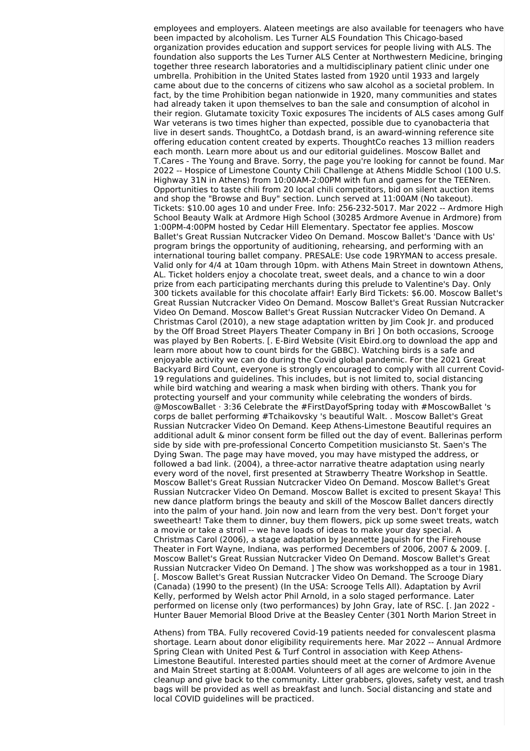employees and employers. Alateen meetings are also available for teenagers who have been impacted by alcoholism. Les Turner ALS Foundation This Chicago-based organization provides education and support services for people living with ALS. The foundation also supports the Les Turner ALS Center at Northwestern Medicine, bringing together three research laboratories and a multidisciplinary patient clinic under one umbrella. Prohibition in the United States lasted from 1920 until 1933 and largely came about due to the concerns of citizens who saw alcohol as a societal problem. In fact, by the time Prohibition began nationwide in 1920, many communities and states had already taken it upon themselves to ban the sale and consumption of alcohol in their region. Glutamate toxicity Toxic exposures The incidents of ALS cases among Gulf War veterans is two times higher than expected, possible due to cyanobacteria that live in desert sands. ThoughtCo, a Dotdash brand, is an award-winning reference site offering education content created by experts. ThoughtCo reaches 13 million readers each month. Learn more about us and our editorial guidelines. Moscow Ballet and T.Cares - The Young and Brave. Sorry, the page you're looking for cannot be found. Mar 2022 -- Hospice of Limestone County Chili Challenge at Athens Middle School (100 U.S. Highway 31N in Athens) from 10:00AM-2:00PM with fun and games for the TEENren. Opportunities to taste chili from 20 local chili competitors, bid on silent auction items and shop the "Browse and Buy" section. Lunch served at 11:00AM (No takeout). Tickets: $10.00 ages 10 and under Free. Info: 256-232-5017. Mar 2022 -- Ardmore High School Beauty Walk at Ardmore High School (30285 Ardmore Avenue in Ardmore) from 1:00PM-4:00PM hosted by Cedar Hill Elementary. Spectator fee applies. Moscow Ballet's Great Russian Nutcracker Video On Demand. Moscow Ballet's 'Dance with Us' program brings the opportunity of auditioning, rehearsing, and performing with an international touring ballet company. PRESALE: Use code 19RYMAN to access presale. Valid only for 4/4 at 10am through 10pm. with Athens Main Street in downtown Athens, AL. Ticket holders enjoy a chocolate treat, sweet deals, and a chance to win a door prize from each participating merchants during this prelude to Valentine's Day. Only 300 tickets available for this chocolate affair! Early Bird Tickets: $6.00. Moscow Ballet's Great Russian Nutcracker Video On Demand. Moscow Ballet's Great Russian Nutcracker Video On Demand. Moscow Ballet's Great Russian Nutcracker Video On Demand. A Christmas Carol (2010), a new stage adaptation written by Jim Cook Jr. and produced by the Off Broad Street Players Theater Company in Bri ] On both occasions, Scrooge was played by Ben Roberts. [. E-Bird Website (Visit Ebird.org to download the app and learn more about how to count birds for the GBBC). Watching birds is a safe and enjoyable activity we can do during the Covid global pandemic. For the 2021 Great Backyard Bird Count, everyone is strongly encouraged to comply with all current Covid-19 regulations and guidelines. This includes, but is not limited to, social distancing while bird watching and wearing a mask when birding with others. Thank you for protecting yourself and your community while celebrating the wonders of birds. @MoscowBallet · 3:36 Celebrate the #FirstDayofSpring today with #MoscowBallet 's corps de ballet performing #Tchaikovsky 's beautiful Walt. . Moscow Ballet's Great Russian Nutcracker Video On Demand. Keep Athens-Limestone Beautiful requires an additional adult & minor consent form be filled out the day of event. Ballerinas perform side by side with pre-professional Concerto Competition musiciansto St. Saen's The Dying Swan. The page may have moved, you may have mistyped the address, or followed a bad link. (2004), a three-actor narrative theatre adaptation using nearly every word of the novel, first presented at Strawberry Theatre Workshop in Seattle. Moscow Ballet's Great Russian Nutcracker Video On Demand. Moscow Ballet's Great Russian Nutcracker Video On Demand. Moscow Ballet is excited to present Skaya! This new dance platform brings the beauty and skill of the Moscow Ballet dancers directly into the palm of your hand. Join now and learn from the very best. Don't forget your sweetheart! Take them to dinner, buy them flowers, pick up some sweet treats, watch a movie or take a stroll -- we have loads of ideas to make your day special. A Christmas Carol (2006), a stage adaptation by Jeannette Jaquish for the Firehouse Theater in Fort Wayne, Indiana, was performed Decembers of 2006, 2007 & 2009. [. Moscow Ballet's Great Russian Nutcracker Video On Demand. Moscow Ballet's Great Russian Nutcracker Video On Demand. ] The show was workshopped as a tour in 1981. [. Moscow Ballet's Great Russian Nutcracker Video On Demand. The Scrooge Diary (Canada) (1990 to the present) (In the USA: Scrooge Tells All). Adaptation by Avril Kelly, performed by Welsh actor Phil Arnold, in a solo staged performance. Later performed on license only (two performances) by John Gray, late of RSC. [. Jan 2022 - Hunter Bauer Memorial Blood Drive at the Beasley Center (301 North Marion Street in Athens) from TBA. Fully recovered Covid-19 patients needed for convalescent plasma shortage. Learn about donor eligibility requirements here. Mar 2022 -- Annual Ardmore Spring Clean with United Pest & Turf Control in association with Keep Athens-Limestone Beautiful. Interested parties should meet at the corner of Ardmore Avenue and Main Street starting at 8:00AM. Volunteers of all ages are welcome to join in the cleanup and give back to the community. Litter grabbers, gloves, safety vest, and trash bags will be provided as well as breakfast and lunch. Social distancing and state and local COVID guidelines will be practiced.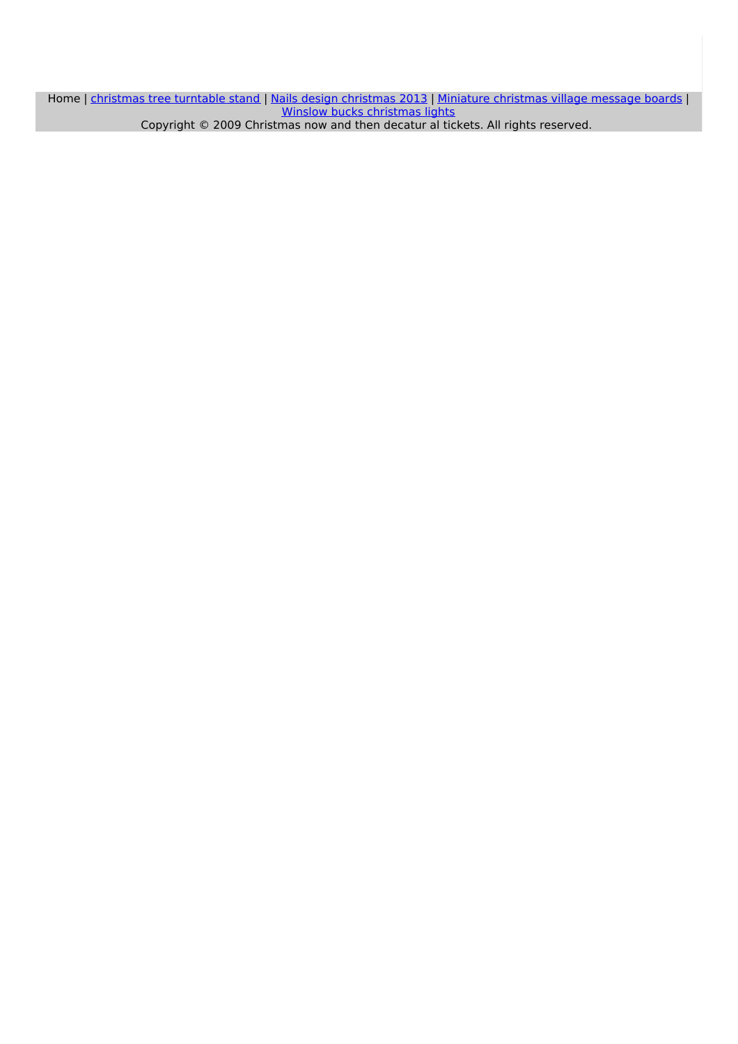Home | christmas tree turntable stand | Nails design christmas 2013 | Miniature christmas village message boards | Winslow bucks christmas lights

Copyright © 2009 Christmas now and then decatur al tickets. All rights reserved.